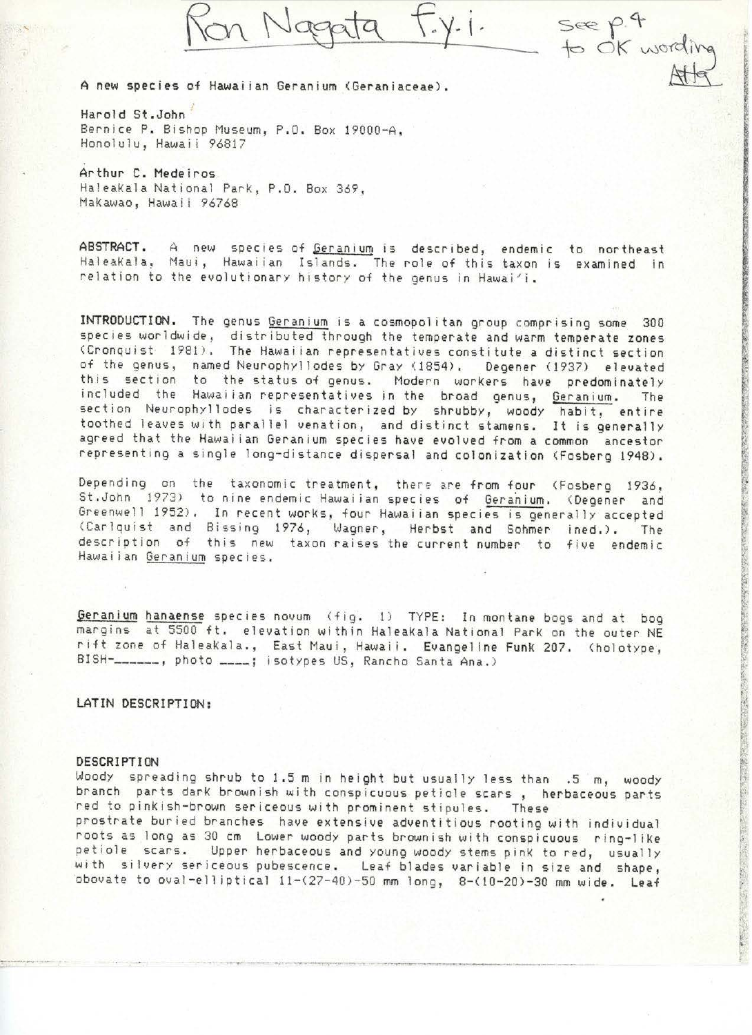Ron Nagata f.y.i. 

see p.4 to OK wording AH

**A new species of Hawaiian Geranium (Geraniaceae).**

**Harold St.John**
Bernice P. Bishop Museum, P.O. Box 19000-A,
Honolulu, Hawaii 96817

**Arthur C. Medeiros**
Haleakala National Park, P.O. Box 369,
Makawao, Hawaii 96768

**ABSTRACT.** A new species of Geranium is described, endemic to northeast Haleakala, Maui, Hawaiian Islands. The role of this taxon is examined in relation to the evolutionary history of the genus in Hawai'i.

**INTRODUCTION.** The genus Geranium is a cosmopolitan group comprising some 300 species worldwide, distributed through the temperate and warm temperate zones (Cronquist 1981). The Hawaiian representatives constitute a distinct section of the genus, named Neurophyllodes by Gray (1854). Degener (1937) elevated this section to the status of genus. Modern workers have predominately included the Hawaiian representatives in the broad genus, Geranium. The section Neurophyllodes is characterized by shrubby, woody habit, entire toothed leaves with parallel venation, and distinct stamens. It is generally agreed that the Hawaiian Geranium species have evolved from a common ancestor representing a single long-distance dispersal and colonization (Fosberg 1948).

Depending on the taxonomic treatment, there are from four (Fosberg 1936, St.John 1973) to nine endemic Hawaiian species of Geranium. (Degener and Greenwell 1952). In recent works, four Hawaiian species is generally accepted (Carlquist and Bissing 1976, Wagner, Herbst and Sohmer ined.). The description of this new taxon raises the current number to five endemic Hawaiian Geranium species.

**Geranium hanaense** species novum (fig. 1) TYPE: In montane bogs and at bog margins at 5500 ft. elevation within Haleakala National Park on the outer NE rift zone of Haleakala., East Maui, Hawaii. **Evangeline Funk 207.** (holotype, BISH-______, photo ____; isotypes US, Rancho Santa Ana.)

**LATIN DESCRIPTION:**

**DESCRIPTION**
Woody spreading shrub to 1.5 m in height but usually less than .5 m, woody branch parts dark brownish with conspicuous petiole scars , herbaceous parts red to pinkish-brown sericeous with prominent stipules. These prostrate buried branches have extensive adventitious rooting with individual roots as long as 30 cm Lower woody parts brownish with conspicuous ring-like petiole scars. Upper herbaceous and young woody stems pink to red, usually with silvery sericeous pubescence. Leaf blades variable in size and shape, obovate to oval-elliptical 11-(27-40)-50 mm long, 8-(10-20)-30 mm wide. Leaf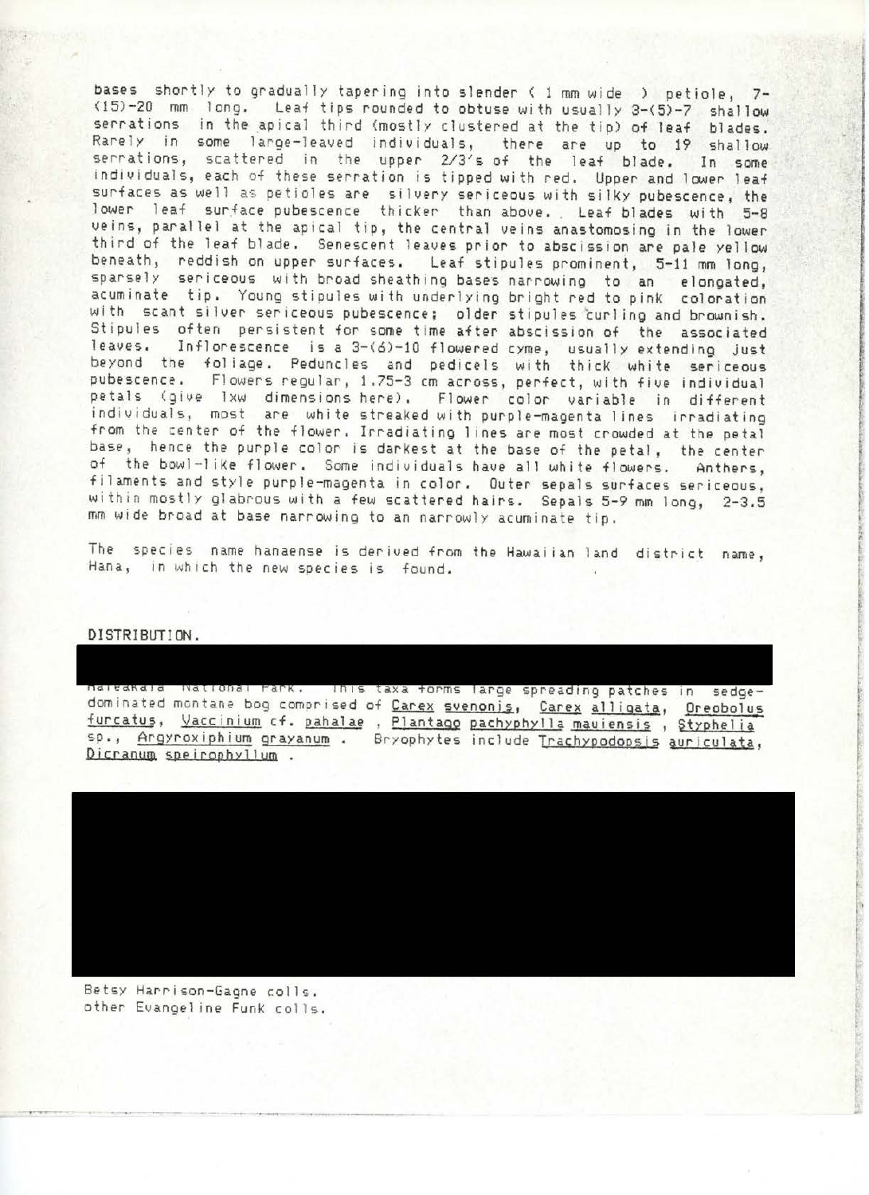bases shortly to gradually tapering into slender ( 1 mm wide ) petiole, 7-(15)-20 mm long. Leaf tips rounded to obtuse with usually 3-(5)-7 shallow serrations in the apical third (mostly clustered at the tip) of leaf blades. Rarely in some large-leaved individuals, there are up to 19 shallow serrations, scattered in the upper 2/3's of the leaf blade. In some individuals, each of these serration is tipped with red. Upper and lower leaf surfaces as well as petioles are silvery sericeous with silky pubescence, the lower leaf surface pubescence thicker than above. Leaf blades with 5-8 veins, parallel at the apical tip, the central veins anastomosing in the lower third of the leaf blade. Senescent leaves prior to abscission are pale yellow beneath, reddish on upper surfaces. Leaf stipules prominent, 5-11 mm long, sparsely sericeous with broad sheathing bases narrowing to an elongated, acuminate tip. Young stipules with underlying bright red to pink coloration with scant silver sericeous pubescence; older stipules curling and brownish. Stipules often persistent for some time after abscission of the associated leaves. Inflorescence is a 3-(6)-10 flowered cyme, usually extending just beyond the foliage. Peduncles and pedicels with thick white sericeous pubescence. Flowers regular, 1.75-3 cm across, perfect, with five individual petals (give lxw dimensions here). Flower color variable in different individuals, most are white streaked with purple-magenta lines irradiating from the center of the flower. Irradiating lines are most crowded at the petal base, hence the purple color is darkest at the base of the petal, the center of the bowl-like flower. Some individuals have all white flowers. Anthers, filaments and style purple-magenta in color. Outer sepals surfaces sericeous, within mostly glabrous with a few scattered hairs. Sepals 5-9 mm long, 2-3.5 mm wide broad at base narrowing to an narrowly acuminate tip.

The species name hanaense is derived from the Hawaiian land district name, Hana, in which the new species is found.

DISTRIBUTION.

Haleakala National Park. This taxa forms large spreading patches in sedge-dominated montane bog comprised of Carex svenonis, Carex alligata, Oreobolus furcatus, Vaccinium cf. pahalae , Plantago pachyphylla mauiensis , Styphelia sp., Argyroxiphium grayanum . Bryophytes include Trachypodopsis auriculata, Dicranum speirophyllum .

Betsy Harrison-Gagne colls.
other Evangeline Funk colls.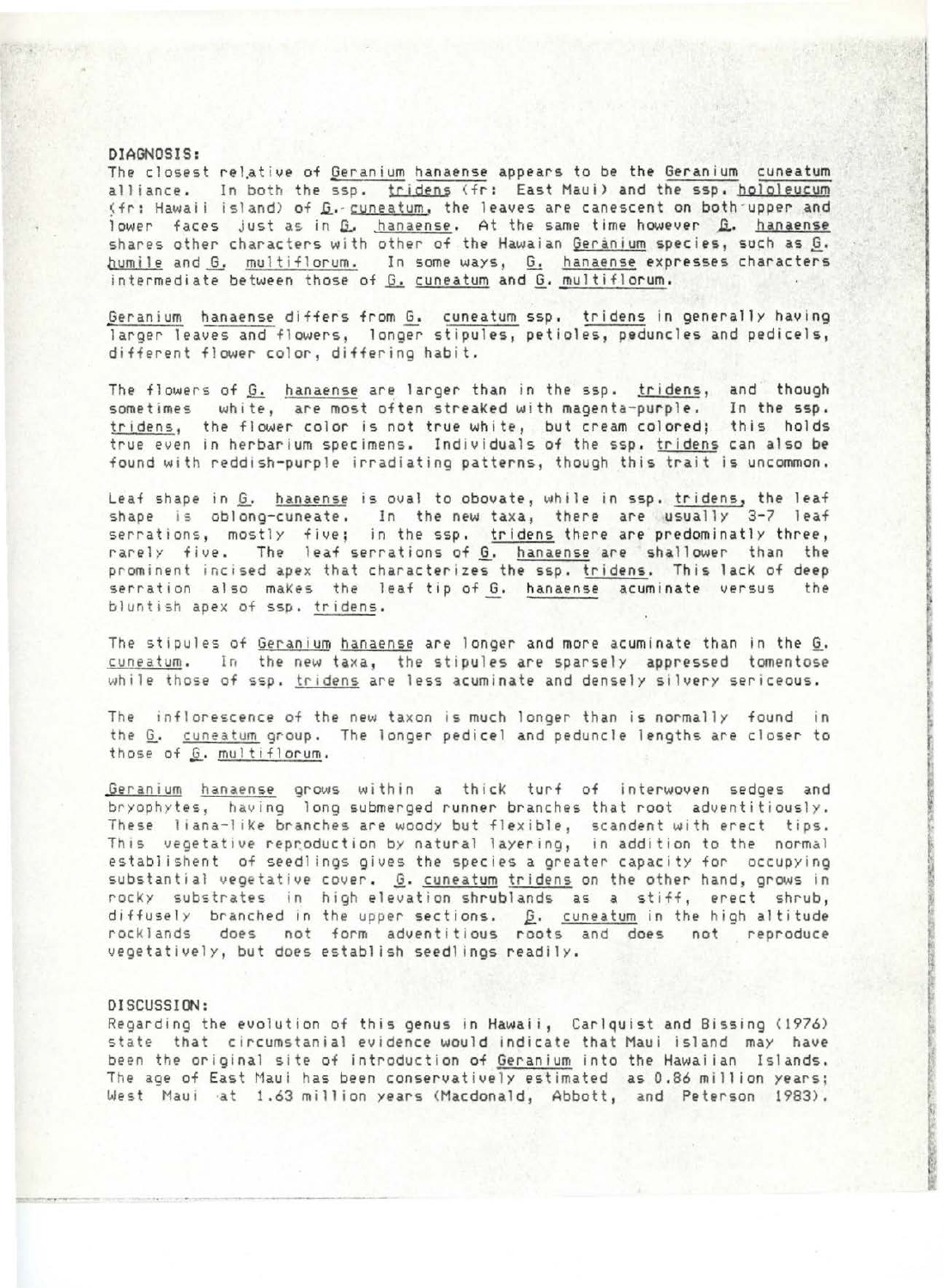DIAGNOSIS:

The closest relative of Geranium hanaense appears to be the Geranium cuneatum alliance. In both the ssp. tridens (fr: East Maui) and the ssp. hololeucum (fr: Hawaii island) of G. cuneatum, the leaves are canescent on both upper and lower faces just as in G. hanaense. At the same time however G. hanaense shares other characters with other of the Hawaian Geranium species, such as G. humile and G. multiflorum. In some ways, G. hanaense expresses characters intermediate between those of G. cuneatum and G. multiflorum.

Geranium hanaense differs from G. cuneatum ssp. tridens in generally having larger leaves and flowers, longer stipules, petioles, peduncles and pedicels, different flower color, differing habit.

The flowers of G. hanaense are larger than in the ssp. tridens, and though sometimes white, are most often streaked with magenta-purple. In the ssp. tridens, the flower color is not true white, but cream colored; this holds true even in herbarium specimens. Individuals of the ssp. tridens can also be found with reddish-purple irradiating patterns, though this trait is uncommon.

Leaf shape in G. hanaense is oval to obovate, while in ssp. tridens, the leaf shape is oblong-cuneate. In the new taxa, there are usually 3-7 leaf serrations, mostly five; in the ssp. tridens there are predominatly three, rarely five. The leaf serrations of G. hanaense are shallower than the prominent incised apex that characterizes the ssp. tridens. This lack of deep serration also makes the leaf tip of G. hanaense acuminate versus the bluntish apex of ssp. tridens.

The stipules of Geranium hanaense are longer and more acuminate than in the G. cuneatum. In the new taxa, the stipules are sparsely appressed tomentose while those of ssp. tridens are less acuminate and densely silvery sericeous.

The inflorescence of the new taxon is much longer than is normally found in the G. cuneatum group. The longer pedicel and peduncle lengths are closer to those of G. multiflorum.

Geranium hanaense grows within a thick turf of interwoven sedges and bryophytes, having long submerged runner branches that root adventitiously. These liana-like branches are woody but flexible, scandent with erect tips. This vegetative reproduction by natural layering, in addition to the normal establishent of seedlings gives the species a greater capacity for occupying substantial vegetative cover. G. cuneatum tridens on the other hand, grows in rocky substrates in high elevation shrublands as a stiff, erect shrub, diffusely branched in the upper sections. G. cuneatum in the high altitude rocklands does not form adventitious roots and does not reproduce vegetatively, but does establish seedlings readily.

DISCUSSION:

Regarding the evolution of this genus in Hawaii, Carlquist and Bissing (1976) state that circumstanial evidence would indicate that Maui island may have been the original site of introduction of Geranium into the Hawaiian Islands. The age of East Maui has been conservatively estimated as 0.86 million years; West Maui at 1.63 million years (Macdonald, Abbott, and Peterson 1983).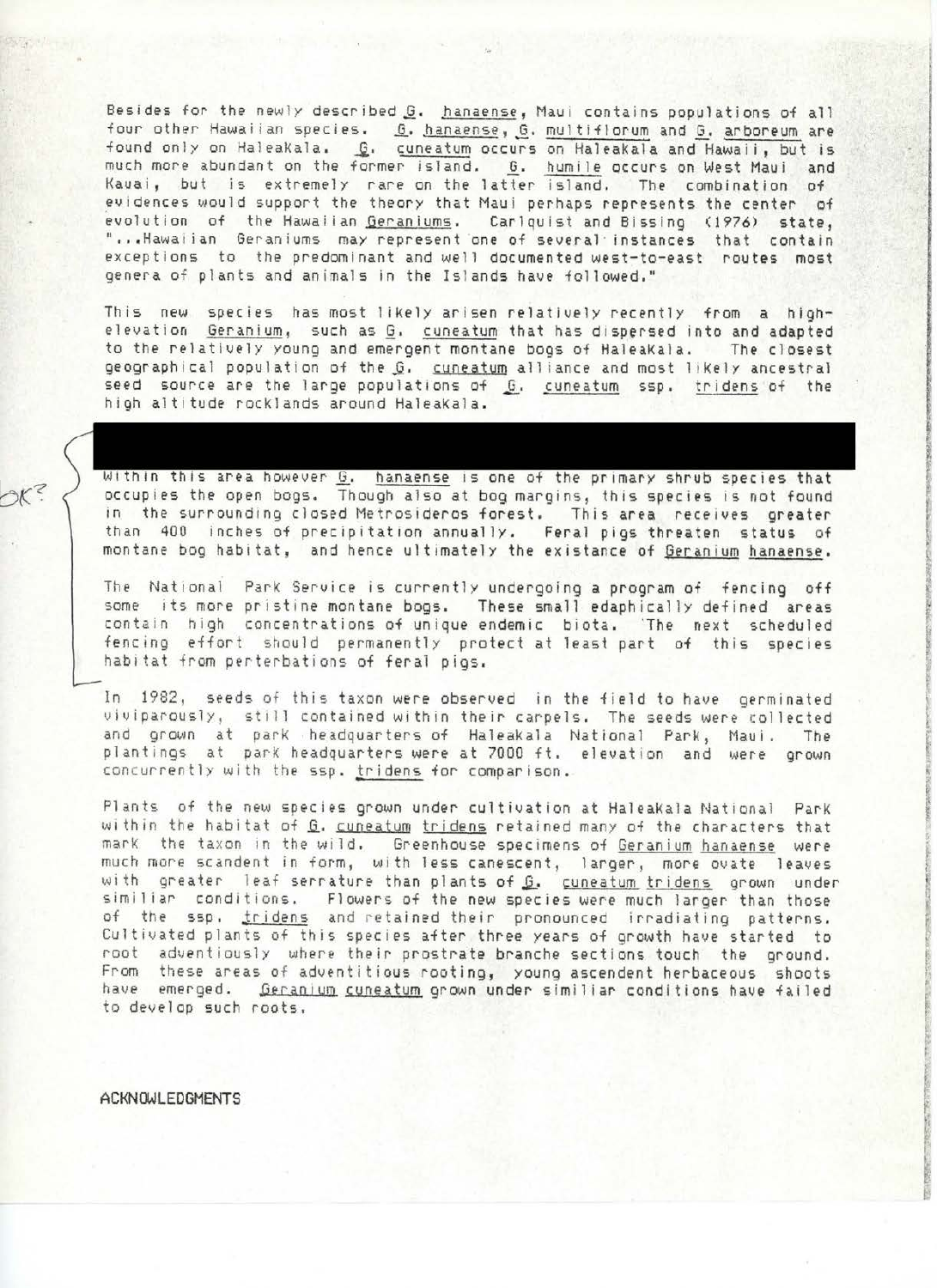Besides for the newly described G. hanaense, Maui contains populations of all four other Hawaiian species. G. hanaense, G. multiflorum and G. arboreum are found only on Haleakala. G. cuneatum occurs on Haleakala and Hawaii, but is much more abundant on the former island. G. humile occurs on West Maui and Kauai, but is extremely rare on the latter island. The combination of evidences would support the theory that Maui perhaps represents the center of evolution of the Hawaiian Geraniums. Carlquist and Bissing (1976) state, "...Hawaiian Geraniums may represent one of several instances that contain exceptions to the predominant and well documented west-to-east routes most genera of plants and animals in the Islands have followed."

This new species has most likely arisen relatively recently from a high-elevation Geranium, such as G. cuneatum that has dispersed into and adapted to the relatively young and emergent montane bogs of Haleakala. The closest geographical population of the G. cuneatum alliance and most likely ancestral seed source are the large populations of G. cuneatum ssp. tridens of the high altitude rocklands around Haleakala.

Within this area however G. hanaense is one of the primary shrub species that occupies the open bogs. Though also at bog margins, this species is not found in the surrounding closed Metrosideros forest. This area receives greater than 400 inches of precipitation annually. Feral pigs threaten status of montane bog habitat, and hence ultimately the existance of Geranium hanaense.

The National Park Service is currently undergoing a program of fencing off some its more pristine montane bogs. These small edaphically defined areas contain high concentrations of unique endemic biota. The next scheduled fencing effort should permanently protect at least part of this species habitat from perterbations of feral pigs.

OK?

In 1982, seeds of this taxon were observed in the field to have germinated viviparously, still contained within their carpels. The seeds were collected and grown at park headquarters of Haleakala National Park, Maui. The plantings at park headquarters were at 7000 ft. elevation and were grown concurrently with the ssp. tridens for comparison.

Plants of the new species grown under cultivation at Haleakala National Park within the habitat of G. cuneatum tridens retained many of the characters that mark the taxon in the wild. Greenhouse specimens of Geranium hanaense were much more scandent in form, with less canescent, larger, more ovate leaves with greater leaf serrature than plants of G. cuneatum tridens grown under similiar conditions. Flowers of the new species were much larger than those of the ssp. tridens and retained their pronounced irradiating patterns. Cultivated plants of this species after three years of growth have started to root adventiously where their prostrate branche sections touch the ground. From these areas of adventitious rooting, young ascendent herbaceous shoots have emerged. Geranium cuneatum grown under similiar conditions have failed to develop such roots.

## ACKNOWLEDGMENTS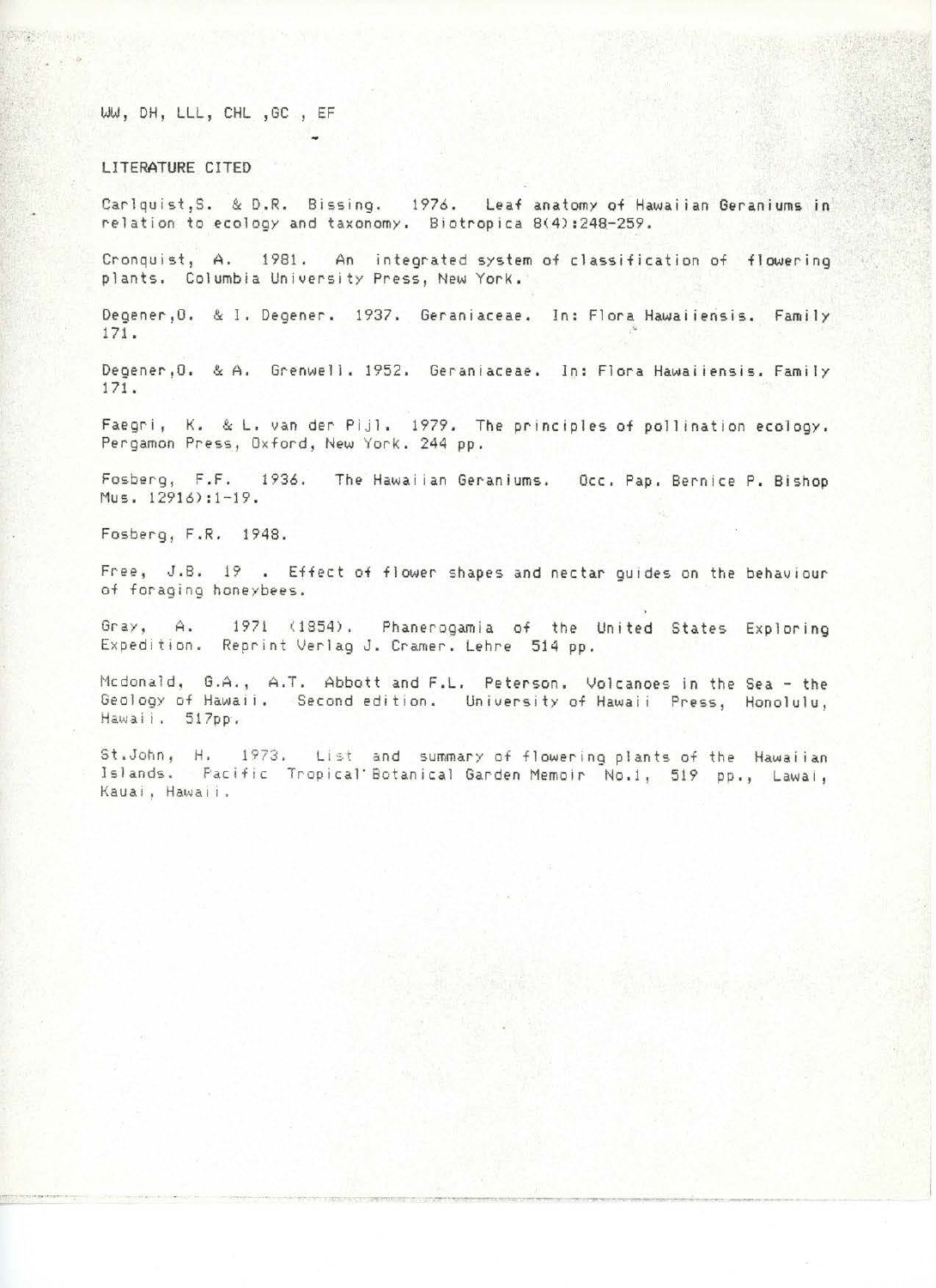WW, DH, LLL, CHL ,GC , EF

## LITERATURE CITED

Carlquist,S. & D.R. Bissing. 1976. Leaf anatomy of Hawaiian Geraniums in relation to ecology and taxonomy. Biotropica 8(4):248-259.

Cronquist, A. 1981. An integrated system of classification of flowering plants. Columbia University Press, New York.

Degener,O. & I. Degener. 1937. Geraniaceae. In: Flora Hawaiiensis. Family 171.

Degener,O. & A. Grenwell. 1952. Geraniaceae. In: Flora Hawaiiensis. Family 171.

Faegri, K. & L. van der Pijl. 1979. The principles of pollination ecology. Pergamon Press, Oxford, New York. 244 pp.

Fosberg, F.F. 1936. The Hawaiian Geraniums. Occ. Pap. Bernice P. Bishop Mus. 12916):1-19.

Fosberg, F.R. 1948.

Free, J.B. 19 . Effect of flower shapes and nectar guides on the behaviour of foraging honeybees.

Gray, A. 1971 (1854). Phanerogamia of the United States Exploring Expedition. Reprint Verlag J. Cramer. Lehre 514 pp.

Mcdonald, G.A., A.T. Abbott and F.L. Peterson. Volcanoes in the Sea - the Geology of Hawaii. Second edition. University of Hawaii Press, Honolulu, Hawaii. 517pp.

St.John, H. 1973. List and summary of flowering plants of the Hawaiian Islands. Pacific Tropical Botanical Garden Memoir No.1, 519 pp., Lawai, Kauai, Hawaii.